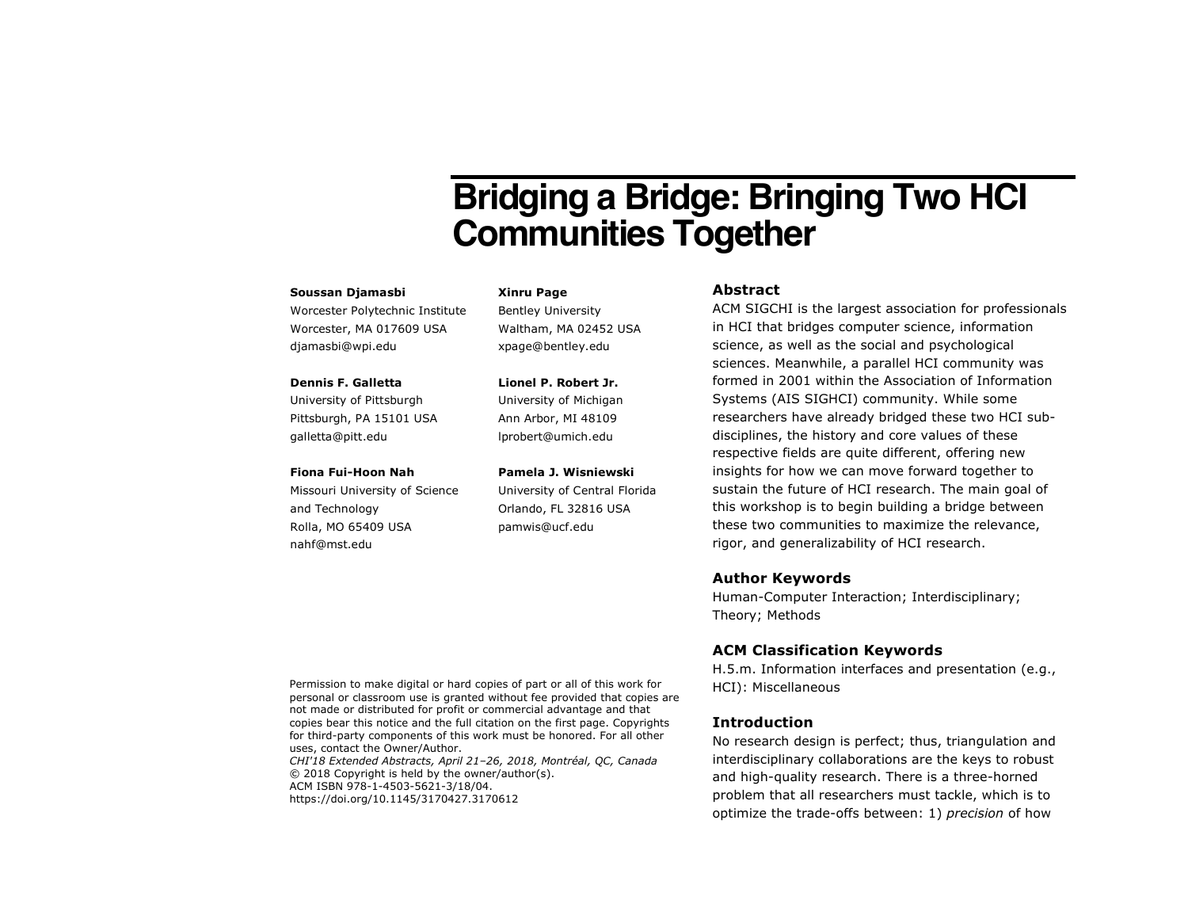# Bridging a Bridge: Bringing Two HCI Communities Together

**Soussan Djamasbi**
Worcester Polytechnic Institute
Worcester, MA 017609 USA
djamasbi@wpi.edu

**Dennis F. Galletta**
University of Pittsburgh
Pittsburgh, PA 15101 USA
galletta@pitt.edu

**Fiona Fui-Hoon Nah**
Missouri University of Science and Technology
Rolla, MO 65409 USA
nahf@mst.edu

**Xinru Page**
Bentley University
Waltham, MA 02452 USA
xpage@bentley.edu

**Lionel P. Robert Jr.**
University of Michigan
Ann Arbor, MI 48109
lprobert@umich.edu

**Pamela J. Wisniewski**
University of Central Florida
Orlando, FL 32816 USA
pamwis@ucf.edu

Permission to make digital or hard copies of part or all of this work for personal or classroom use is granted without fee provided that copies are not made or distributed for profit or commercial advantage and that copies bear this notice and the full citation on the first page. Copyrights for third-party components of this work must be honored. For all other uses, contact the Owner/Author.
*CHI'18 Extended Abstracts, April 21–26, 2018, Montréal, QC, Canada*
© 2018 Copyright is held by the owner/author(s).
ACM ISBN 978-1-4503-5621-3/18/04.
https://doi.org/10.1145/3170427.3170612

## Abstract

ACM SIGCHI is the largest association for professionals in HCI that bridges computer science, information science, as well as the social and psychological sciences. Meanwhile, a parallel HCI community was formed in 2001 within the Association of Information Systems (AIS SIGHCI) community. While some researchers have already bridged these two HCI sub-disciplines, the history and core values of these respective fields are quite different, offering new insights for how we can move forward together to sustain the future of HCI research. The main goal of this workshop is to begin building a bridge between these two communities to maximize the relevance, rigor, and generalizability of HCI research.

## Author Keywords

Human-Computer Interaction; Interdisciplinary; Theory; Methods

## ACM Classification Keywords

H.5.m. Information interfaces and presentation (e.g., HCI): Miscellaneous

## Introduction

No research design is perfect; thus, triangulation and interdisciplinary collaborations are the keys to robust and high-quality research. There is a three-horned problem that all researchers must tackle, which is to optimize the trade-offs between: 1) *precision* of how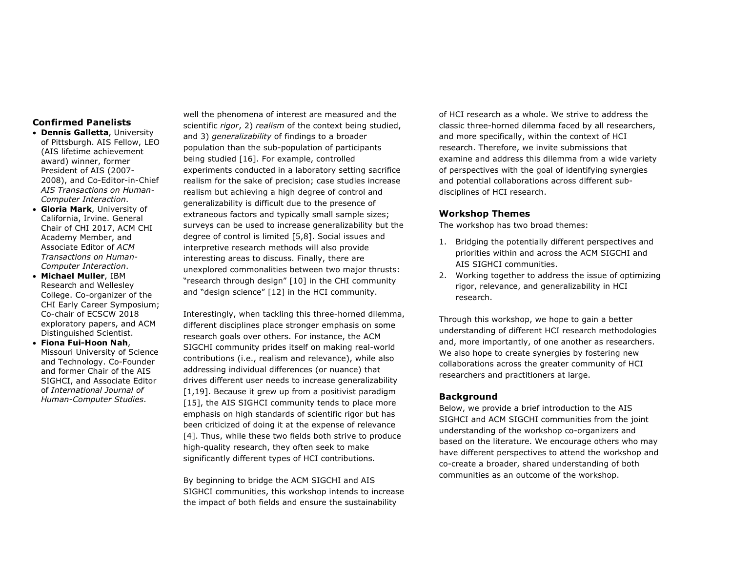### Confirmed Panelists

- **Dennis Galletta**, University of Pittsburgh. AIS Fellow, LEO (AIS lifetime achievement award) winner, former President of AIS (2007-2008), and Co-Editor-in-Chief *AIS Transactions on Human-Computer Interaction*.
- **Gloria Mark**, University of California, Irvine. General Chair of CHI 2017, ACM CHI Academy Member, and Associate Editor of *ACM Transactions on Human-Computer Interaction*.
- **Michael Muller**, IBM Research and Wellesley College. Co-organizer of the CHI Early Career Symposium; Co-chair of ECSCW 2018 exploratory papers, and ACM Distinguished Scientist.
- **Fiona Fui-Hoon Nah**, Missouri University of Science and Technology. Co-Founder and former Chair of the AIS SIGHCI, and Associate Editor of *International Journal of Human-Computer Studies*.

well the phenomena of interest are measured and the scientific *rigor*, 2) *realism* of the context being studied, and 3) *generalizability* of findings to a broader population than the sub-population of participants being studied [16]. For example, controlled experiments conducted in a laboratory setting sacrifice realism for the sake of precision; case studies increase realism but achieving a high degree of control and generalizability is difficult due to the presence of extraneous factors and typically small sample sizes; surveys can be used to increase generalizability but the degree of control is limited [5,8]. Social issues and interpretive research methods will also provide interesting areas to discuss. Finally, there are unexplored commonalities between two major thrusts: "research through design" [10] in the CHI community and "design science" [12] in the HCI community.

Interestingly, when tackling this three-horned dilemma, different disciplines place stronger emphasis on some research goals over others. For instance, the ACM SIGCHI community prides itself on making real-world contributions (i.e., realism and relevance), while also addressing individual differences (or nuance) that drives different user needs to increase generalizability [1,19]. Because it grew up from a positivist paradigm [15], the AIS SIGHCI community tends to place more emphasis on high standards of scientific rigor but has been criticized of doing it at the expense of relevance [4]. Thus, while these two fields both strive to produce high-quality research, they often seek to make significantly different types of HCI contributions.

By beginning to bridge the ACM SIGCHI and AIS SIGHCI communities, this workshop intends to increase the impact of both fields and ensure the sustainability of HCI research as a whole. We strive to address the classic three-horned dilemma faced by all researchers, and more specifically, within the context of HCI research. Therefore, we invite submissions that examine and address this dilemma from a wide variety of perspectives with the goal of identifying synergies and potential collaborations across different sub-disciplines of HCI research.

### Workshop Themes

The workshop has two broad themes:

1. Bridging the potentially different perspectives and priorities within and across the ACM SIGCHI and AIS SIGHCI communities.
2. Working together to address the issue of optimizing rigor, relevance, and generalizability in HCI research.

Through this workshop, we hope to gain a better understanding of different HCI research methodologies and, more importantly, of one another as researchers. We also hope to create synergies by fostering new collaborations across the greater community of HCI researchers and practitioners at large.

### Background

Below, we provide a brief introduction to the AIS SIGHCI and ACM SIGCHI communities from the joint understanding of the workshop co-organizers and based on the literature. We encourage others who may have different perspectives to attend the workshop and co-create a broader, shared understanding of both communities as an outcome of the workshop.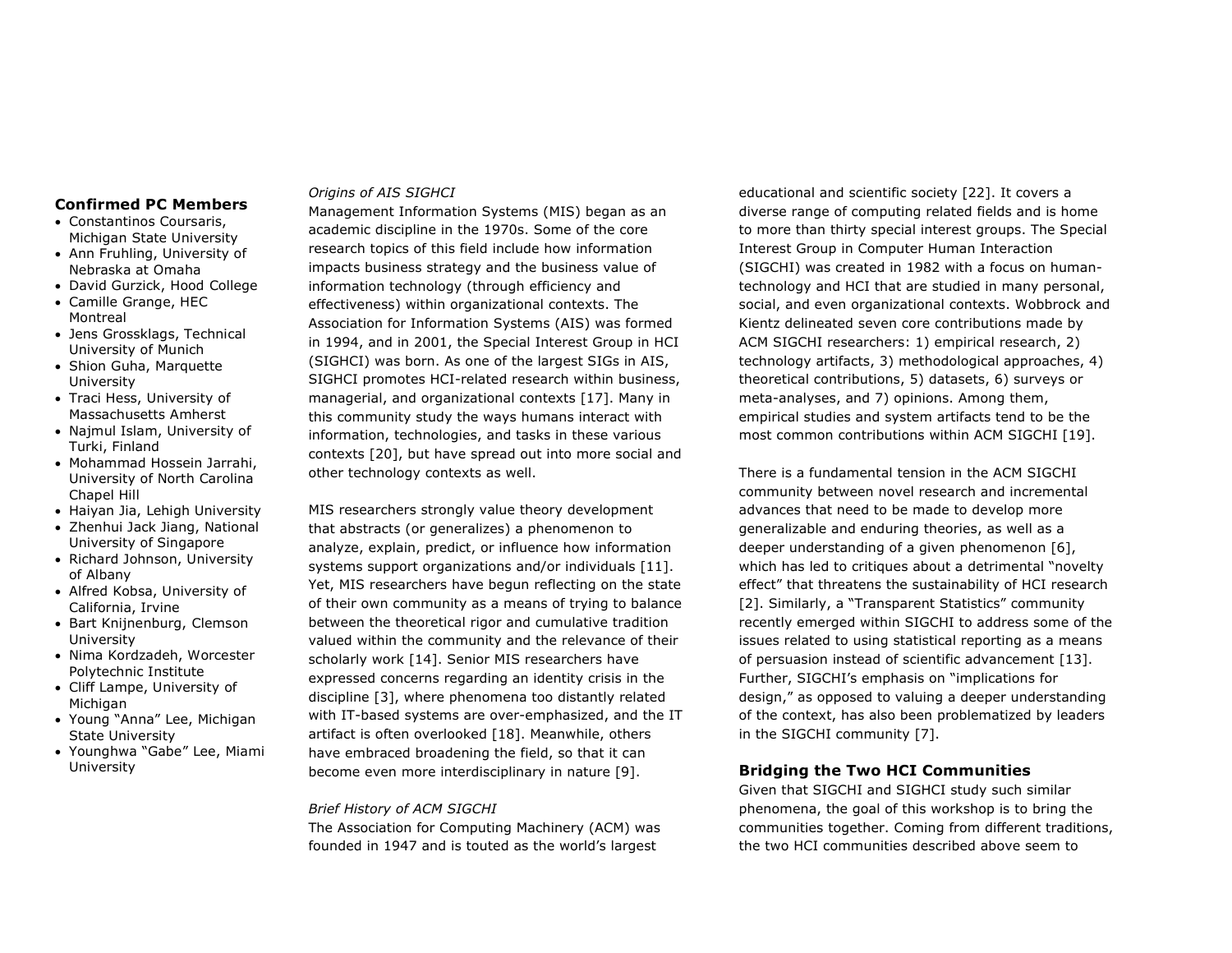**Confirmed PC Members**

- Constantinos Coursaris, Michigan State University
- Ann Fruhling, University of Nebraska at Omaha
- David Gurzick, Hood College
- Camille Grange, HEC Montreal
- Jens Grossklags, Technical University of Munich
- Shion Guha, Marquette University
- Traci Hess, University of Massachusetts Amherst
- Najmul Islam, University of Turki, Finland
- Mohammad Hossein Jarrahi, University of North Carolina Chapel Hill
- Haiyan Jia, Lehigh University
- Zhenhui Jack Jiang, National University of Singapore
- Richard Johnson, University of Albany
- Alfred Kobsa, University of California, Irvine
- Bart Knijnenburg, Clemson University
- Nima Kordzadeh, Worcester Polytechnic Institute
- Cliff Lampe, University of Michigan
- Young "Anna" Lee, Michigan State University
- Younghwa "Gabe" Lee, Miami University

*Origins of AIS SIGHCI*

Management Information Systems (MIS) began as an academic discipline in the 1970s. Some of the core research topics of this field include how information impacts business strategy and the business value of information technology (through efficiency and effectiveness) within organizational contexts. The Association for Information Systems (AIS) was formed in 1994, and in 2001, the Special Interest Group in HCI (SIGHCI) was born. As one of the largest SIGs in AIS, SIGHCI promotes HCI-related research within business, managerial, and organizational contexts [17]. Many in this community study the ways humans interact with information, technologies, and tasks in these various contexts [20], but have spread out into more social and other technology contexts as well.

MIS researchers strongly value theory development that abstracts (or generalizes) a phenomenon to analyze, explain, predict, or influence how information systems support organizations and/or individuals [11]. Yet, MIS researchers have begun reflecting on the state of their own community as a means of trying to balance between the theoretical rigor and cumulative tradition valued within the community and the relevance of their scholarly work [14]. Senior MIS researchers have expressed concerns regarding an identity crisis in the discipline [3], where phenomena too distantly related with IT-based systems are over-emphasized, and the IT artifact is often overlooked [18]. Meanwhile, others have embraced broadening the field, so that it can become even more interdisciplinary in nature [9].

*Brief History of ACM SIGCHI*

The Association for Computing Machinery (ACM) was founded in 1947 and is touted as the world's largest educational and scientific society [22]. It covers a diverse range of computing related fields and is home to more than thirty special interest groups. The Special Interest Group in Computer Human Interaction (SIGCHI) was created in 1982 with a focus on human-technology and HCI that are studied in many personal, social, and even organizational contexts. Wobbrock and Kientz delineated seven core contributions made by ACM SIGCHI researchers: 1) empirical research, 2) technology artifacts, 3) methodological approaches, 4) theoretical contributions, 5) datasets, 6) surveys or meta-analyses, and 7) opinions. Among them, empirical studies and system artifacts tend to be the most common contributions within ACM SIGCHI [19].

There is a fundamental tension in the ACM SIGCHI community between novel research and incremental advances that need to be made to develop more generalizable and enduring theories, as well as a deeper understanding of a given phenomenon [6], which has led to critiques about a detrimental "novelty effect" that threatens the sustainability of HCI research [2]. Similarly, a "Transparent Statistics" community recently emerged within SIGCHI to address some of the issues related to using statistical reporting as a means of persuasion instead of scientific advancement [13]. Further, SIGCHI's emphasis on "implications for design," as opposed to valuing a deeper understanding of the context, has also been problematized by leaders in the SIGCHI community [7].

## Bridging the Two HCI Communities

Given that SIGCHI and SIGHCI study such similar phenomena, the goal of this workshop is to bring the communities together. Coming from different traditions, the two HCI communities described above seem to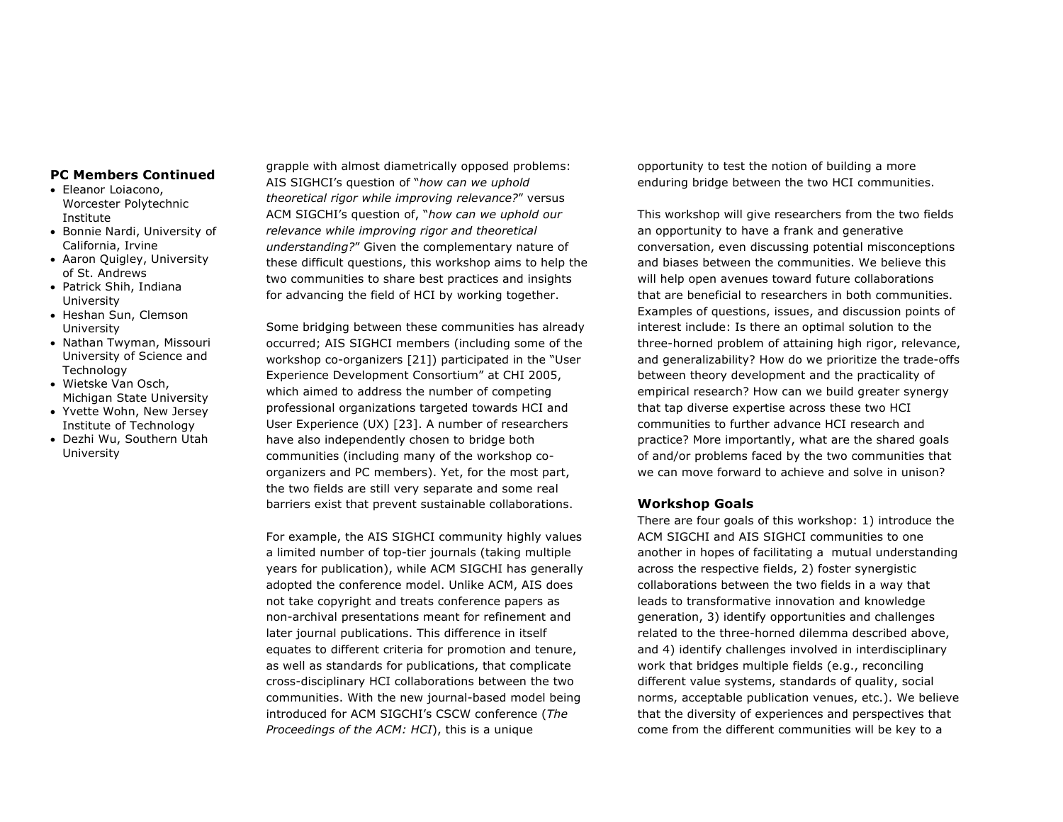**PC Members Continued**

- Eleanor Loiacono, Worcester Polytechnic Institute
- Bonnie Nardi, University of California, Irvine
- Aaron Quigley, University of St. Andrews
- Patrick Shih, Indiana University
- Heshan Sun, Clemson University
- Nathan Twyman, Missouri University of Science and Technology
- Wietske Van Osch, Michigan State University
- Yvette Wohn, New Jersey Institute of Technology
- Dezhi Wu, Southern Utah University

grapple with almost diametrically opposed problems: AIS SIGHCI's question of "*how can we uphold theoretical rigor while improving relevance?*" versus ACM SIGCHI's question of, "*how can we uphold our relevance while improving rigor and theoretical understanding?*" Given the complementary nature of these difficult questions, this workshop aims to help the two communities to share best practices and insights for advancing the field of HCI by working together.

Some bridging between these communities has already occurred; AIS SIGHCI members (including some of the workshop co-organizers [21]) participated in the "User Experience Development Consortium" at CHI 2005, which aimed to address the number of competing professional organizations targeted towards HCI and User Experience (UX) [23]. A number of researchers have also independently chosen to bridge both communities (including many of the workshop co-organizers and PC members). Yet, for the most part, the two fields are still very separate and some real barriers exist that prevent sustainable collaborations.

For example, the AIS SIGHCI community highly values a limited number of top-tier journals (taking multiple years for publication), while ACM SIGCHI has generally adopted the conference model. Unlike ACM, AIS does not take copyright and treats conference papers as non-archival presentations meant for refinement and later journal publications. This difference in itself equates to different criteria for promotion and tenure, as well as standards for publications, that complicate cross-disciplinary HCI collaborations between the two communities. With the new journal-based model being introduced for ACM SIGCHI's CSCW conference (*The Proceedings of the ACM: HCI*), this is a unique opportunity to test the notion of building a more enduring bridge between the two HCI communities.

This workshop will give researchers from the two fields an opportunity to have a frank and generative conversation, even discussing potential misconceptions and biases between the communities. We believe this will help open avenues toward future collaborations that are beneficial to researchers in both communities. Examples of questions, issues, and discussion points of interest include: Is there an optimal solution to the three-horned problem of attaining high rigor, relevance, and generalizability? How do we prioritize the trade-offs between theory development and the practicality of empirical research? How can we build greater synergy that tap diverse expertise across these two HCI communities to further advance HCI research and practice? More importantly, what are the shared goals of and/or problems faced by the two communities that we can move forward to achieve and solve in unison?

**Workshop Goals**

There are four goals of this workshop: 1) introduce the ACM SIGCHI and AIS SIGHCI communities to one another in hopes of facilitating a mutual understanding across the respective fields, 2) foster synergistic collaborations between the two fields in a way that leads to transformative innovation and knowledge generation, 3) identify opportunities and challenges related to the three-horned dilemma described above, and 4) identify challenges involved in interdisciplinary work that bridges multiple fields (e.g., reconciling different value systems, standards of quality, social norms, acceptable publication venues, etc.). We believe that the diversity of experiences and perspectives that come from the different communities will be key to a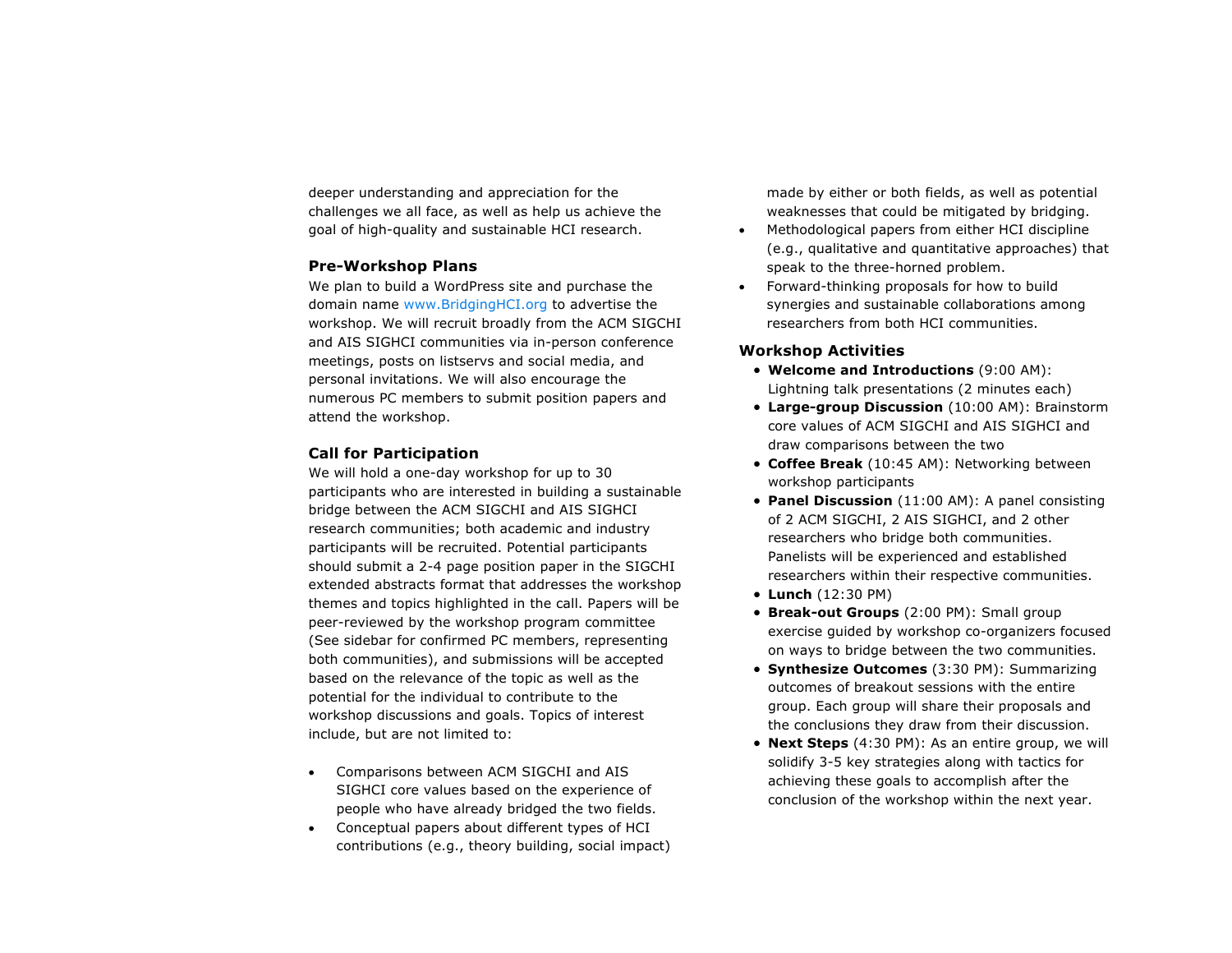deeper understanding and appreciation for the challenges we all face, as well as help us achieve the goal of high-quality and sustainable HCI research.

### Pre-Workshop Plans

We plan to build a WordPress site and purchase the domain name www.BridgingHCI.org to advertise the workshop. We will recruit broadly from the ACM SIGCHI and AIS SIGHCI communities via in-person conference meetings, posts on listservs and social media, and personal invitations. We will also encourage the numerous PC members to submit position papers and attend the workshop.

### Call for Participation

We will hold a one-day workshop for up to 30 participants who are interested in building a sustainable bridge between the ACM SIGCHI and AIS SIGHCI research communities; both academic and industry participants will be recruited. Potential participants should submit a 2-4 page position paper in the SIGCHI extended abstracts format that addresses the workshop themes and topics highlighted in the call. Papers will be peer-reviewed by the workshop program committee (See sidebar for confirmed PC members, representing both communities), and submissions will be accepted based on the relevance of the topic as well as the potential for the individual to contribute to the workshop discussions and goals. Topics of interest include, but are not limited to:

- Comparisons between ACM SIGCHI and AIS SIGHCI core values based on the experience of people who have already bridged the two fields.
- Conceptual papers about different types of HCI contributions (e.g., theory building, social impact) made by either or both fields, as well as potential weaknesses that could be mitigated by bridging.
- Methodological papers from either HCI discipline (e.g., qualitative and quantitative approaches) that speak to the three-horned problem.
- Forward-thinking proposals for how to build synergies and sustainable collaborations among researchers from both HCI communities.

### Workshop Activities

- **Welcome and Introductions** (9:00 AM): Lightning talk presentations (2 minutes each)
- **Large-group Discussion** (10:00 AM): Brainstorm core values of ACM SIGCHI and AIS SIGHCI and draw comparisons between the two
- **Coffee Break** (10:45 AM): Networking between workshop participants
- **Panel Discussion** (11:00 AM): A panel consisting of 2 ACM SIGCHI, 2 AIS SIGHCI, and 2 other researchers who bridge both communities. Panelists will be experienced and established researchers within their respective communities.
- **Lunch** (12:30 PM)
- **Break-out Groups** (2:00 PM): Small group exercise guided by workshop co-organizers focused on ways to bridge between the two communities.
- **Synthesize Outcomes** (3:30 PM): Summarizing outcomes of breakout sessions with the entire group. Each group will share their proposals and the conclusions they draw from their discussion.
- **Next Steps** (4:30 PM): As an entire group, we will solidify 3-5 key strategies along with tactics for achieving these goals to accomplish after the conclusion of the workshop within the next year.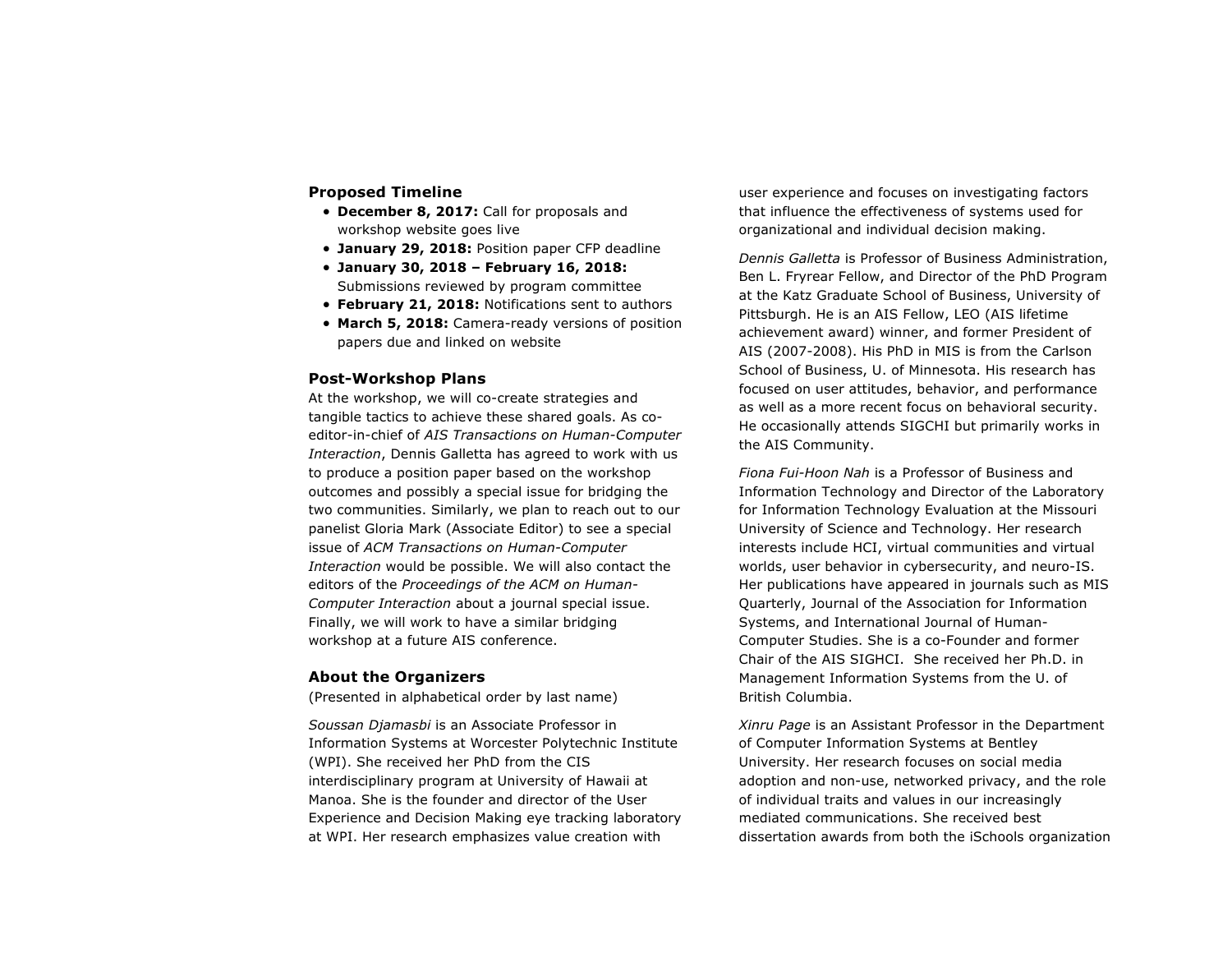### Proposed Timeline

- **December 8, 2017:** Call for proposals and workshop website goes live
- **January 29, 2018:** Position paper CFP deadline
- **January 30, 2018 – February 16, 2018:** Submissions reviewed by program committee
- **February 21, 2018:** Notifications sent to authors
- **March 5, 2018:** Camera-ready versions of position papers due and linked on website

### Post-Workshop Plans

At the workshop, we will co-create strategies and tangible tactics to achieve these shared goals. As co-editor-in-chief of *AIS Transactions on Human-Computer Interaction*, Dennis Galletta has agreed to work with us to produce a position paper based on the workshop outcomes and possibly a special issue for bridging the two communities. Similarly, we plan to reach out to our panelist Gloria Mark (Associate Editor) to see a special issue of *ACM Transactions on Human-Computer Interaction* would be possible. We will also contact the editors of the *Proceedings of the ACM on Human-Computer Interaction* about a journal special issue. Finally, we will work to have a similar bridging workshop at a future AIS conference.

### About the Organizers

(Presented in alphabetical order by last name)

*Soussan Djamasbi* is an Associate Professor in Information Systems at Worcester Polytechnic Institute (WPI). She received her PhD from the CIS interdisciplinary program at University of Hawaii at Manoa. She is the founder and director of the User Experience and Decision Making eye tracking laboratory at WPI. Her research emphasizes value creation with user experience and focuses on investigating factors that influence the effectiveness of systems used for organizational and individual decision making.

*Dennis Galletta* is Professor of Business Administration, Ben L. Fryrear Fellow, and Director of the PhD Program at the Katz Graduate School of Business, University of Pittsburgh. He is an AIS Fellow, LEO (AIS lifetime achievement award) winner, and former President of AIS (2007-2008). His PhD in MIS is from the Carlson School of Business, U. of Minnesota. His research has focused on user attitudes, behavior, and performance as well as a more recent focus on behavioral security. He occasionally attends SIGCHI but primarily works in the AIS Community.

*Fiona Fui-Hoon Nah* is a Professor of Business and Information Technology and Director of the Laboratory for Information Technology Evaluation at the Missouri University of Science and Technology. Her research interests include HCI, virtual communities and virtual worlds, user behavior in cybersecurity, and neuro-IS. Her publications have appeared in journals such as MIS Quarterly, Journal of the Association for Information Systems, and International Journal of Human-Computer Studies. She is a co-Founder and former Chair of the AIS SIGHCI. She received her Ph.D. in Management Information Systems from the U. of British Columbia.

*Xinru Page* is an Assistant Professor in the Department of Computer Information Systems at Bentley University. Her research focuses on social media adoption and non-use, networked privacy, and the role of individual traits and values in our increasingly mediated communications. She received best dissertation awards from both the iSchools organization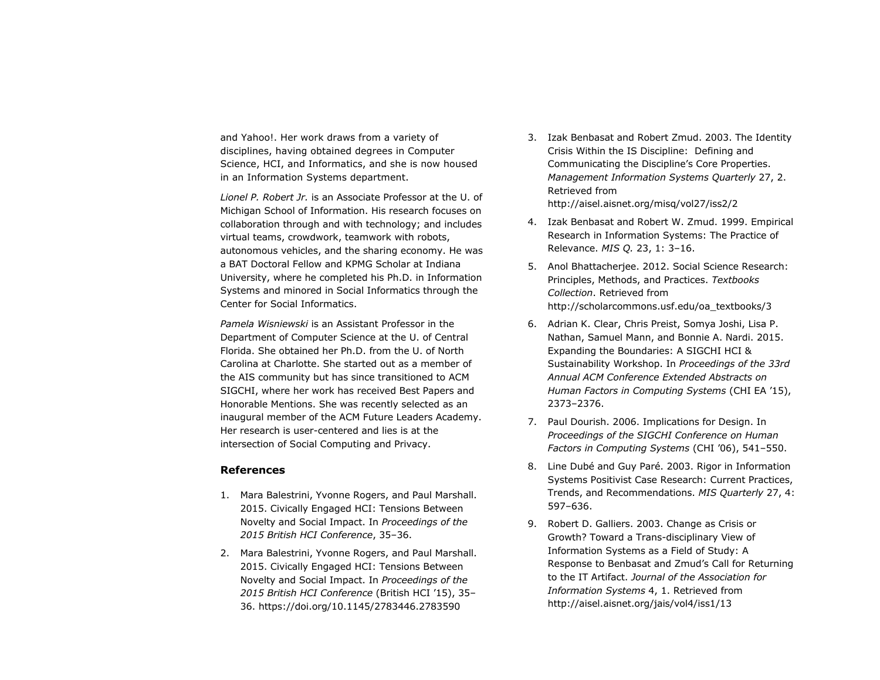and Yahoo!. Her work draws from a variety of disciplines, having obtained degrees in Computer Science, HCI, and Informatics, and she is now housed in an Information Systems department.

*Lionel P. Robert Jr.* is an Associate Professor at the U. of Michigan School of Information. His research focuses on collaboration through and with technology; and includes virtual teams, crowdwork, teamwork with robots, autonomous vehicles, and the sharing economy. He was a BAT Doctoral Fellow and KPMG Scholar at Indiana University, where he completed his Ph.D. in Information Systems and minored in Social Informatics through the Center for Social Informatics.

*Pamela Wisniewski* is an Assistant Professor in the Department of Computer Science at the U. of Central Florida. She obtained her Ph.D. from the U. of North Carolina at Charlotte. She started out as a member of the AIS community but has since transitioned to ACM SIGCHI, where her work has received Best Papers and Honorable Mentions. She was recently selected as an inaugural member of the ACM Future Leaders Academy. Her research is user-centered and lies is at the intersection of Social Computing and Privacy.

## References

1. Mara Balestrini, Yvonne Rogers, and Paul Marshall. 2015. Civically Engaged HCI: Tensions Between Novelty and Social Impact. In *Proceedings of the 2015 British HCI Conference*, 35–36.
2. Mara Balestrini, Yvonne Rogers, and Paul Marshall. 2015. Civically Engaged HCI: Tensions Between Novelty and Social Impact. In *Proceedings of the 2015 British HCI Conference* (British HCI '15), 35–36. https://doi.org/10.1145/2783446.2783590
3. Izak Benbasat and Robert Zmud. 2003. The Identity Crisis Within the IS Discipline: Defining and Communicating the Discipline's Core Properties. *Management Information Systems Quarterly* 27, 2. Retrieved from http://aisel.aisnet.org/misq/vol27/iss2/2
4. Izak Benbasat and Robert W. Zmud. 1999. Empirical Research in Information Systems: The Practice of Relevance. *MIS Q.* 23, 1: 3–16.
5. Anol Bhattacherjee. 2012. Social Science Research: Principles, Methods, and Practices. *Textbooks Collection*. Retrieved from http://scholarcommons.usf.edu/oa_textbooks/3
6. Adrian K. Clear, Chris Preist, Somya Joshi, Lisa P. Nathan, Samuel Mann, and Bonnie A. Nardi. 2015. Expanding the Boundaries: A SIGCHI HCI & Sustainability Workshop. In *Proceedings of the 33rd Annual ACM Conference Extended Abstracts on Human Factors in Computing Systems* (CHI EA '15), 2373–2376.
7. Paul Dourish. 2006. Implications for Design. In *Proceedings of the SIGCHI Conference on Human Factors in Computing Systems* (CHI '06), 541–550.
8. Line Dubé and Guy Paré. 2003. Rigor in Information Systems Positivist Case Research: Current Practices, Trends, and Recommendations. *MIS Quarterly* 27, 4: 597–636.
9. Robert D. Galliers. 2003. Change as Crisis or Growth? Toward a Trans-disciplinary View of Information Systems as a Field of Study: A Response to Benbasat and Zmud's Call for Returning to the IT Artifact. *Journal of the Association for Information Systems* 4, 1. Retrieved from http://aisel.aisnet.org/jais/vol4/iss1/13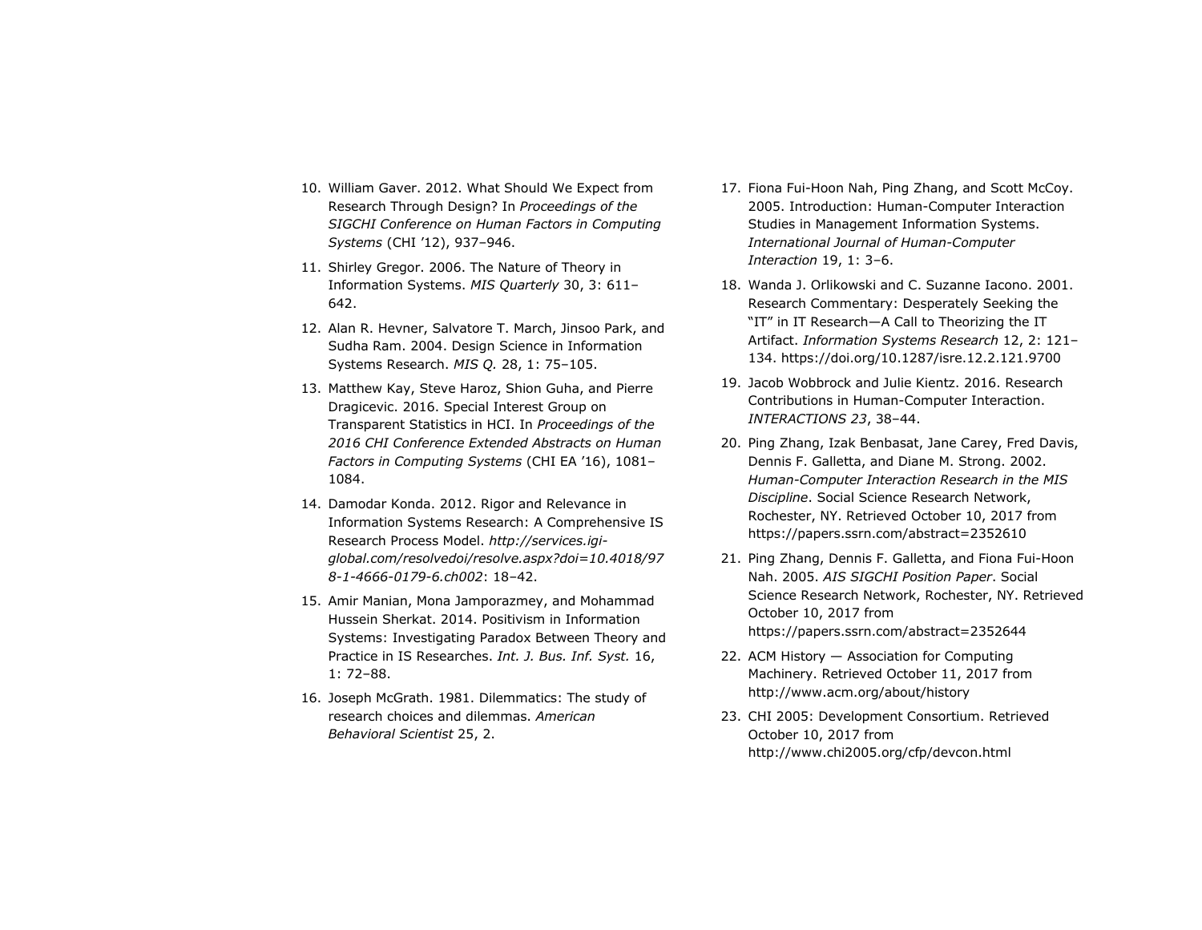10. William Gaver. 2012. What Should We Expect from Research Through Design? In *Proceedings of the SIGCHI Conference on Human Factors in Computing Systems* (CHI '12), 937–946.
11. Shirley Gregor. 2006. The Nature of Theory in Information Systems. *MIS Quarterly* 30, 3: 611–642.
12. Alan R. Hevner, Salvatore T. March, Jinsoo Park, and Sudha Ram. 2004. Design Science in Information Systems Research. *MIS Q.* 28, 1: 75–105.
13. Matthew Kay, Steve Haroz, Shion Guha, and Pierre Dragicevic. 2016. Special Interest Group on Transparent Statistics in HCI. In *Proceedings of the 2016 CHI Conference Extended Abstracts on Human Factors in Computing Systems* (CHI EA '16), 1081–1084.
14. Damodar Konda. 2012. Rigor and Relevance in Information Systems Research: A Comprehensive IS Research Process Model. *http://services.igi-global.com/resolvedoi/resolve.aspx?doi=10.4018/978-1-4666-0179-6.ch002*: 18–42.
15. Amir Manian, Mona Jamporazmey, and Mohammad Hussein Sherkat. 2014. Positivism in Information Systems: Investigating Paradox Between Theory and Practice in IS Researches. *Int. J. Bus. Inf. Syst.* 16, 1: 72–88.
16. Joseph McGrath. 1981. Dilemmatics: The study of research choices and dilemmas. *American Behavioral Scientist* 25, 2.
17. Fiona Fui-Hoon Nah, Ping Zhang, and Scott McCoy. 2005. Introduction: Human-Computer Interaction Studies in Management Information Systems. *International Journal of Human-Computer Interaction* 19, 1: 3–6.
18. Wanda J. Orlikowski and C. Suzanne Iacono. 2001. Research Commentary: Desperately Seeking the "IT" in IT Research—A Call to Theorizing the IT Artifact. *Information Systems Research* 12, 2: 121–134. https://doi.org/10.1287/isre.12.2.121.9700
19. Jacob Wobbrock and Julie Kientz. 2016. Research Contributions in Human-Computer Interaction. *INTERACTIONS 23*, 38–44.
20. Ping Zhang, Izak Benbasat, Jane Carey, Fred Davis, Dennis F. Galletta, and Diane M. Strong. 2002. *Human-Computer Interaction Research in the MIS Discipline*. Social Science Research Network, Rochester, NY. Retrieved October 10, 2017 from https://papers.ssrn.com/abstract=2352610
21. Ping Zhang, Dennis F. Galletta, and Fiona Fui-Hoon Nah. 2005. *AIS SIGCHI Position Paper*. Social Science Research Network, Rochester, NY. Retrieved October 10, 2017 from https://papers.ssrn.com/abstract=2352644
22. ACM History — Association for Computing Machinery. Retrieved October 11, 2017 from http://www.acm.org/about/history
23. CHI 2005: Development Consortium. Retrieved October 10, 2017 from http://www.chi2005.org/cfp/devcon.html